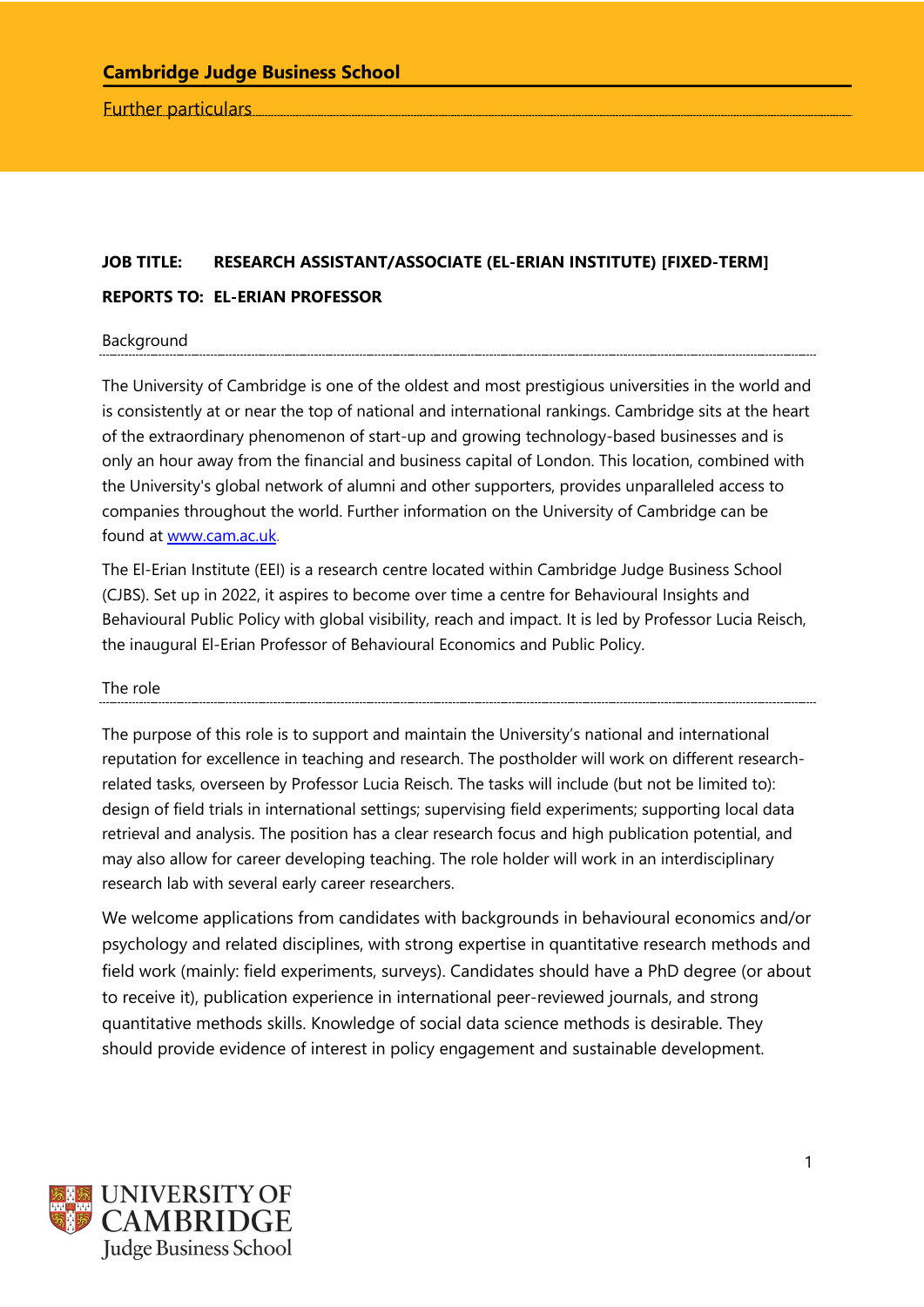**Cambridge Judge Business School**

Further particulars

**JOB TITLE: RESEARCH ASSISTANT/ASSOCIATE (EL-ERIAN INSTITUTE) [FIXED-TERM]**

**REPORTS TO: EL-ERIAN PROFESSOR**

## Background

The University of Cambridge is one of the oldest and most prestigious universities in the world and is consistently at or near the top of national and international rankings. Cambridge sits at the heart of the extraordinary phenomenon of start-up and growing technology-based businesses and is only an hour away from the financial and business capital of London. This location, combined with the University's global network of alumni and other supporters, provides unparalleled access to companies throughout the world. Further information on the University of Cambridge can be found at [www.cam.ac.uk](http://www.cam.ac.uk).

The El-Erian Institute (EEI) is a research centre located within Cambridge Judge Business School (CJBS). Set up in 2022, it aspires to become over time a centre for Behavioural Insights and Behavioural Public Policy with global visibility, reach and impact. It is led by Professor Lucia Reisch, the inaugural El-Erian Professor of Behavioural Economics and Public Policy.

## The role

The purpose of this role is to support and maintain the University's national and international reputation for excellence in teaching and research. The postholder will work on different research-related tasks, overseen by Professor Lucia Reisch. The tasks will include (but not be limited to): design of field trials in international settings; supervising field experiments; supporting local data retrieval and analysis. The position has a clear research focus and high publication potential, and may also allow for career developing teaching. The role holder will work in an interdisciplinary research lab with several early career researchers.

We welcome applications from candidates with backgrounds in behavioural economics and/or psychology and related disciplines, with strong expertise in quantitative research methods and field work (mainly: field experiments, surveys). Candidates should have a PhD degree (or about to receive it), publication experience in international peer-reviewed journals, and strong quantitative methods skills. Knowledge of social data science methods is desirable. They should provide evidence of interest in policy engagement and sustainable development.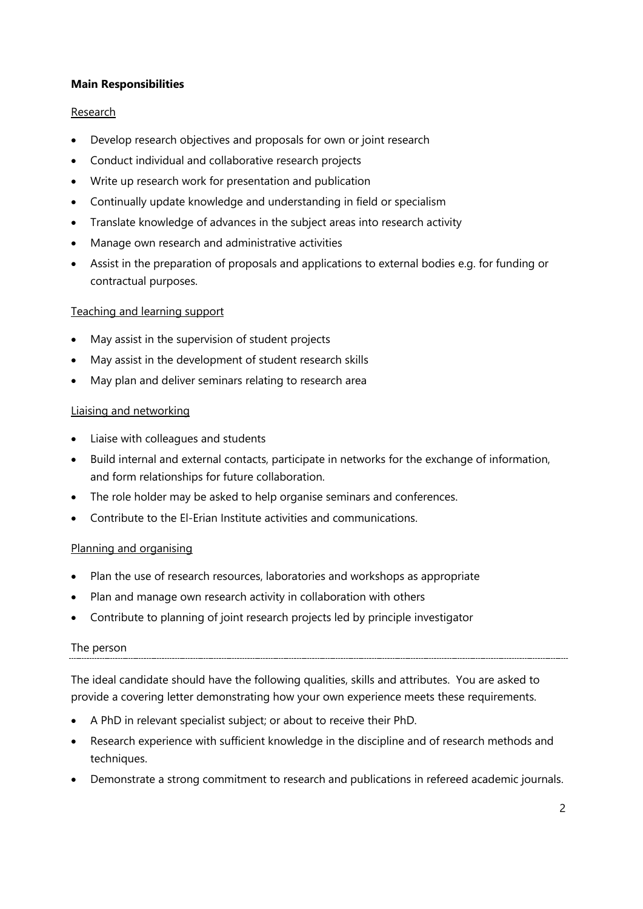**Main Responsibilities**

Research

- Develop research objectives and proposals for own or joint research
- Conduct individual and collaborative research projects
- Write up research work for presentation and publication
- Continually update knowledge and understanding in field or specialism
- Translate knowledge of advances in the subject areas into research activity
- Manage own research and administrative activities
- Assist in the preparation of proposals and applications to external bodies e.g. for funding or contractual purposes.

Teaching and learning support

- May assist in the supervision of student projects
- May assist in the development of student research skills
- May plan and deliver seminars relating to research area

Liaising and networking

- Liaise with colleagues and students
- Build internal and external contacts, participate in networks for the exchange of information, and form relationships for future collaboration.
- The role holder may be asked to help organise seminars and conferences.
- Contribute to the El-Erian Institute activities and communications.

Planning and organising

- Plan the use of research resources, laboratories and workshops as appropriate
- Plan and manage own research activity in collaboration with others
- Contribute to planning of joint research projects led by principle investigator

The person

The ideal candidate should have the following qualities, skills and attributes. You are asked to provide a covering letter demonstrating how your own experience meets these requirements.

- A PhD in relevant specialist subject; or about to receive their PhD.
- Research experience with sufficient knowledge in the discipline and of research methods and techniques.
- Demonstrate a strong commitment to research and publications in refereed academic journals.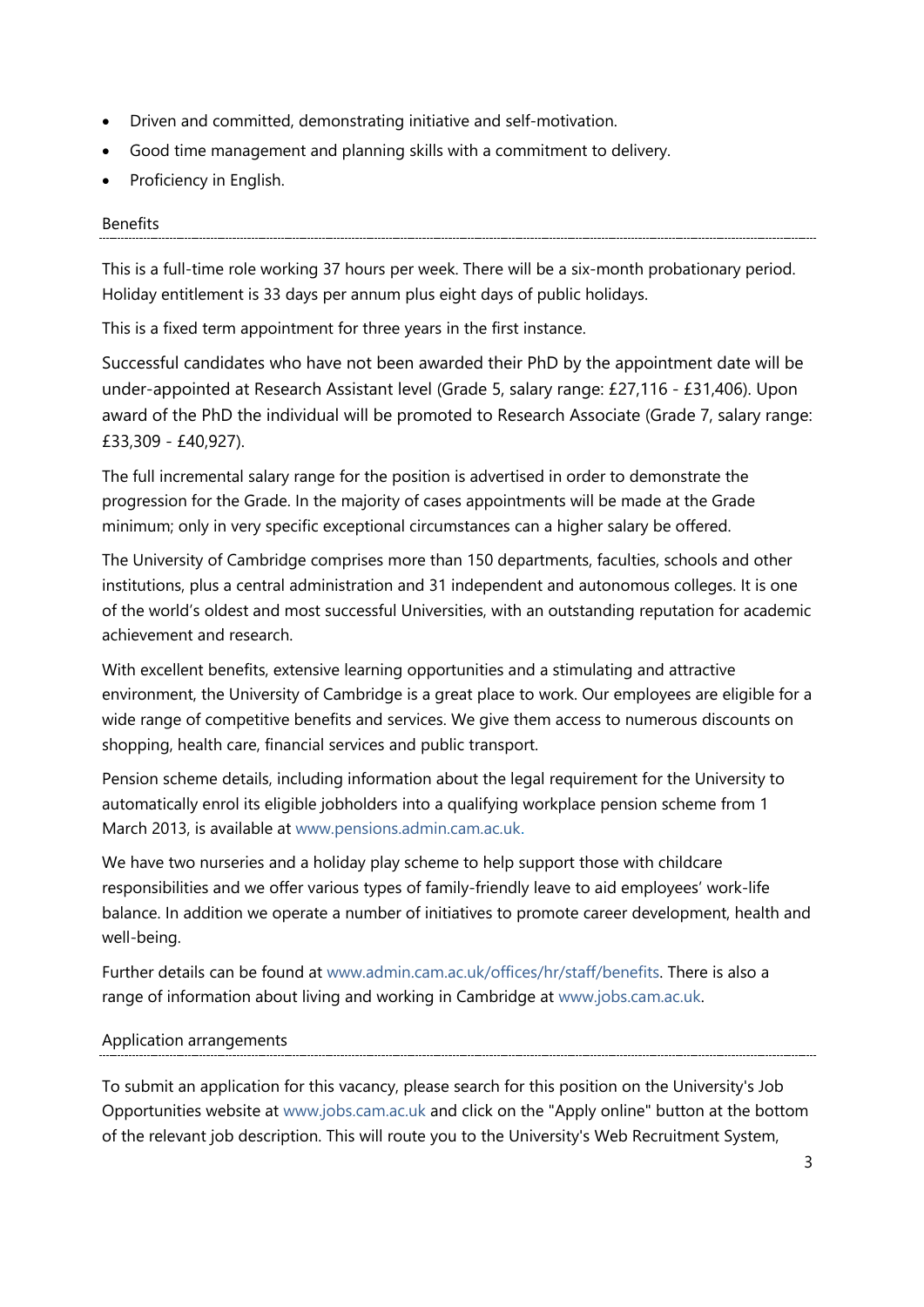- Driven and committed, demonstrating initiative and self-motivation.
- Good time management and planning skills with a commitment to delivery.
- Proficiency in English.

## Benefits

This is a full-time role working 37 hours per week. There will be a six-month probationary period. Holiday entitlement is 33 days per annum plus eight days of public holidays.

This is a fixed term appointment for three years in the first instance.

Successful candidates who have not been awarded their PhD by the appointment date will be under-appointed at Research Assistant level (Grade 5, salary range: £27,116 - £31,406). Upon award of the PhD the individual will be promoted to Research Associate (Grade 7, salary range: £33,309 - £40,927).

The full incremental salary range for the position is advertised in order to demonstrate the progression for the Grade. In the majority of cases appointments will be made at the Grade minimum; only in very specific exceptional circumstances can a higher salary be offered.

The University of Cambridge comprises more than 150 departments, faculties, schools and other institutions, plus a central administration and 31 independent and autonomous colleges. It is one of the world's oldest and most successful Universities, with an outstanding reputation for academic achievement and research.

With excellent benefits, extensive learning opportunities and a stimulating and attractive environment, the University of Cambridge is a great place to work. Our employees are eligible for a wide range of competitive benefits and services. We give them access to numerous discounts on shopping, health care, financial services and public transport.

Pension scheme details, including information about the legal requirement for the University to automatically enrol its eligible jobholders into a qualifying workplace pension scheme from 1 March 2013, is available at www.pensions.admin.cam.ac.uk.

We have two nurseries and a holiday play scheme to help support those with childcare responsibilities and we offer various types of family-friendly leave to aid employees' work-life balance. In addition we operate a number of initiatives to promote career development, health and well-being.

Further details can be found at www.admin.cam.ac.uk/offices/hr/staff/benefits. There is also a range of information about living and working in Cambridge at www.jobs.cam.ac.uk.

## Application arrangements

To submit an application for this vacancy, please search for this position on the University's Job Opportunities website at www.jobs.cam.ac.uk and click on the "Apply online" button at the bottom of the relevant job description. This will route you to the University's Web Recruitment System,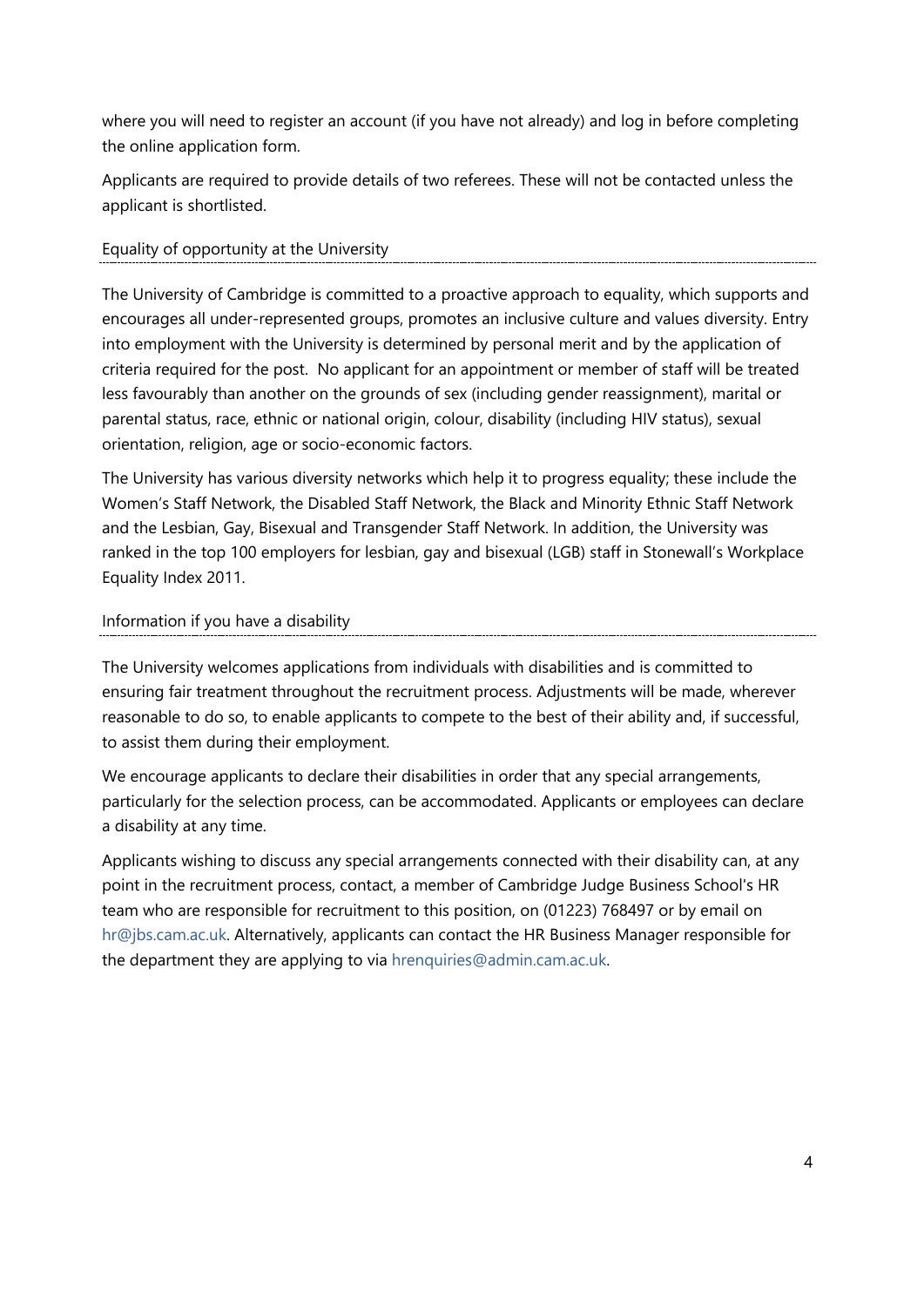where you will need to register an account (if you have not already) and log in before completing the online application form.

Applicants are required to provide details of two referees. These will not be contacted unless the applicant is shortlisted.

## Equality of opportunity at the University

The University of Cambridge is committed to a proactive approach to equality, which supports and encourages all under-represented groups, promotes an inclusive culture and values diversity. Entry into employment with the University is determined by personal merit and by the application of criteria required for the post. No applicant for an appointment or member of staff will be treated less favourably than another on the grounds of sex (including gender reassignment), marital or parental status, race, ethnic or national origin, colour, disability (including HIV status), sexual orientation, religion, age or socio-economic factors.

The University has various diversity networks which help it to progress equality; these include the Women's Staff Network, the Disabled Staff Network, the Black and Minority Ethnic Staff Network and the Lesbian, Gay, Bisexual and Transgender Staff Network. In addition, the University was ranked in the top 100 employers for lesbian, gay and bisexual (LGB) staff in Stonewall's Workplace Equality Index 2011.

## Information if you have a disability

The University welcomes applications from individuals with disabilities and is committed to ensuring fair treatment throughout the recruitment process. Adjustments will be made, wherever reasonable to do so, to enable applicants to compete to the best of their ability and, if successful, to assist them during their employment.

We encourage applicants to declare their disabilities in order that any special arrangements, particularly for the selection process, can be accommodated. Applicants or employees can declare a disability at any time.

Applicants wishing to discuss any special arrangements connected with their disability can, at any point in the recruitment process, contact, a member of Cambridge Judge Business School's HR team who are responsible for recruitment to this position, on (01223) 768497 or by email on hr@jbs.cam.ac.uk. Alternatively, applicants can contact the HR Business Manager responsible for the department they are applying to via hrenquiries@admin.cam.ac.uk.